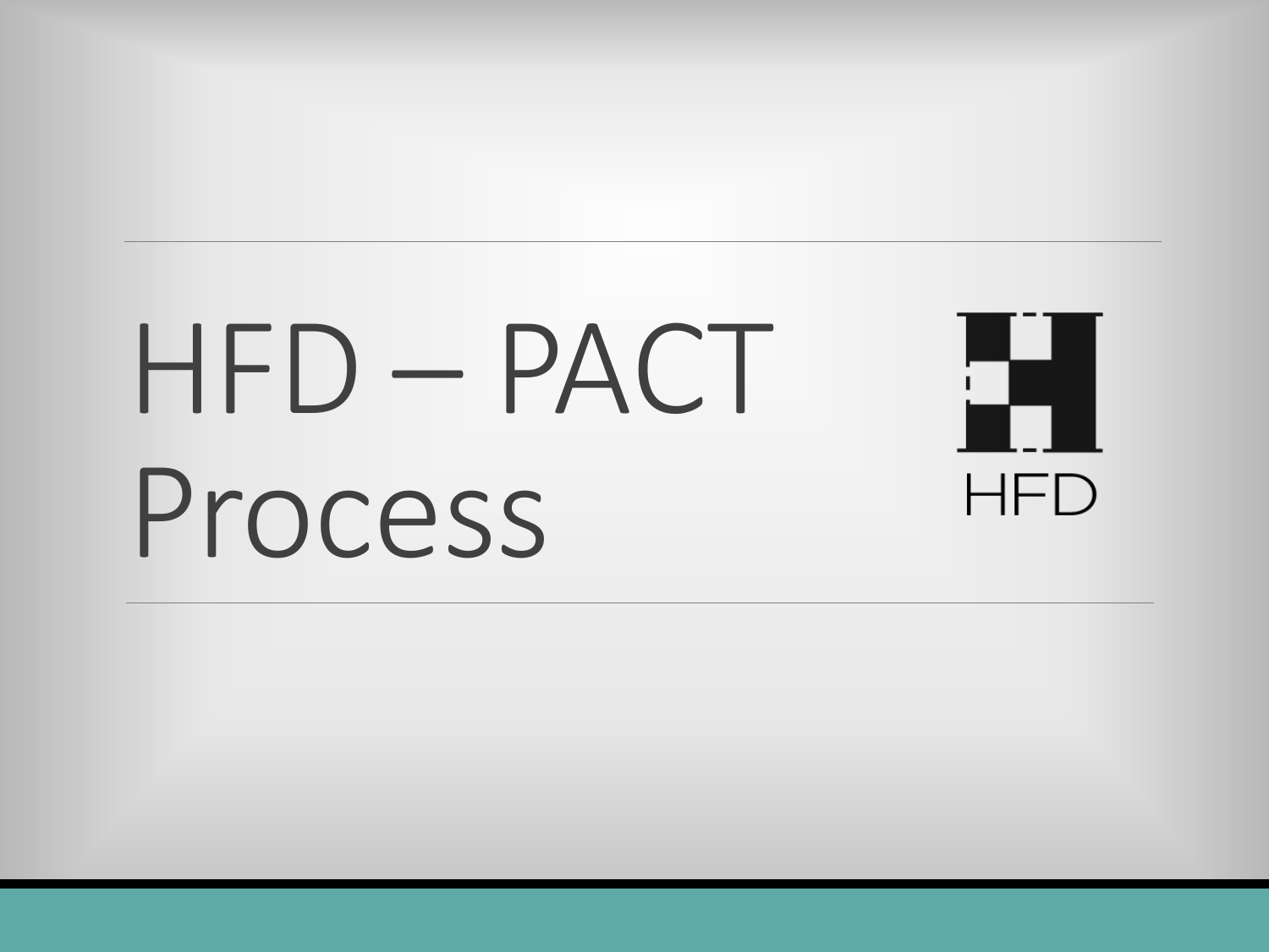# HFD – PACT Process

HFD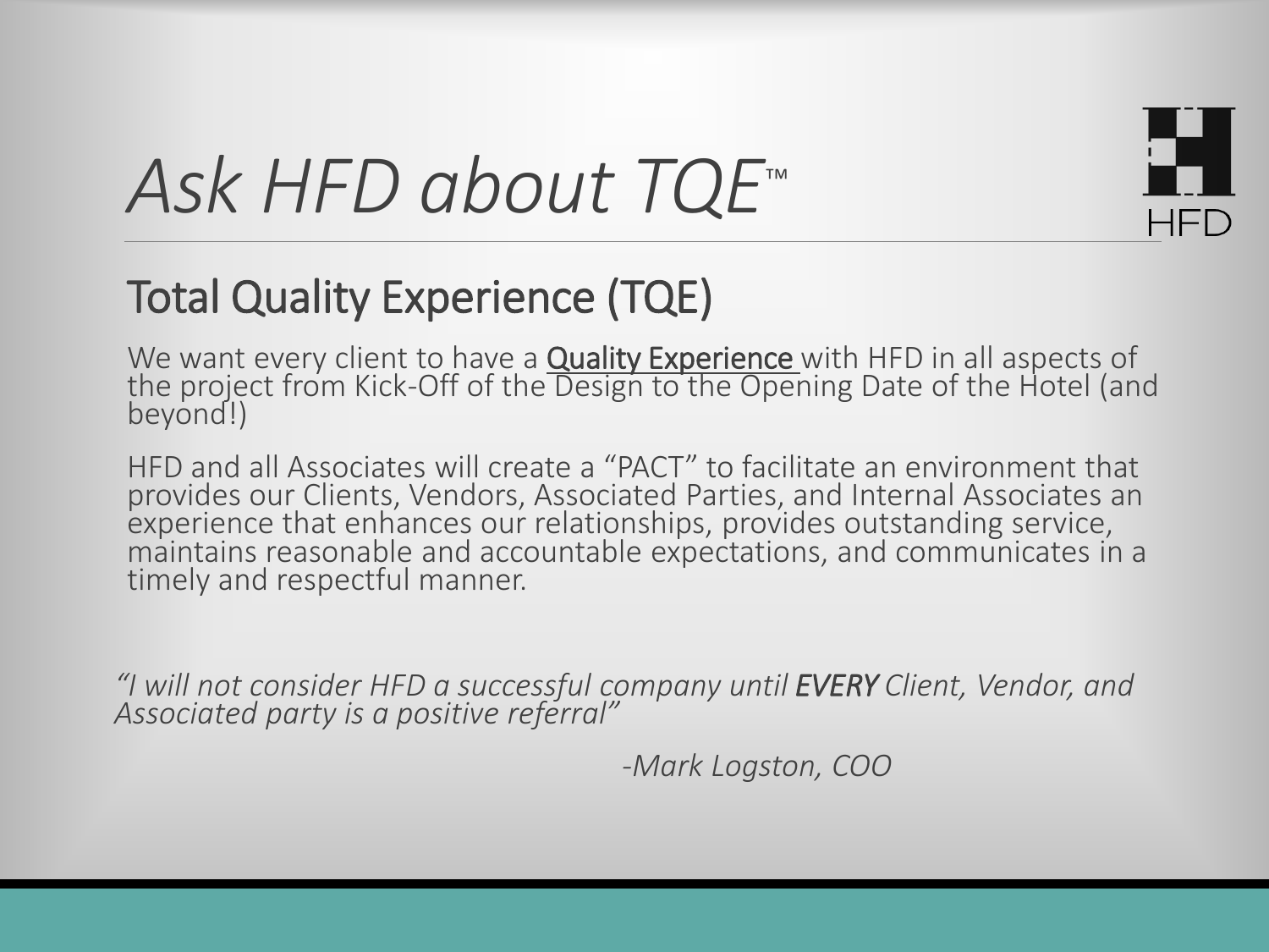# *Ask HFD about TQE™*

HFD

## Total Quality Experience (TQE)

We want every client to have a **Quality Experience** with HFD in all aspects of the project from Kick-Off of the Design to the Opening Date of the Hotel (and beyond!)

HFD and all Associates will create a "PACT" to facilitate an environment that provides our Clients, Vendors, Associated Parties, and Internal Associates an experience that enhances our relationships, provides outstanding service, maintains reasonable and accountable expectations, and communicates in a timely and respectful manner.

*"I will not consider HFD a successful company until **EVERY** Client, Vendor, and Associated party is a positive referral"*

*-Mark Logston, COO*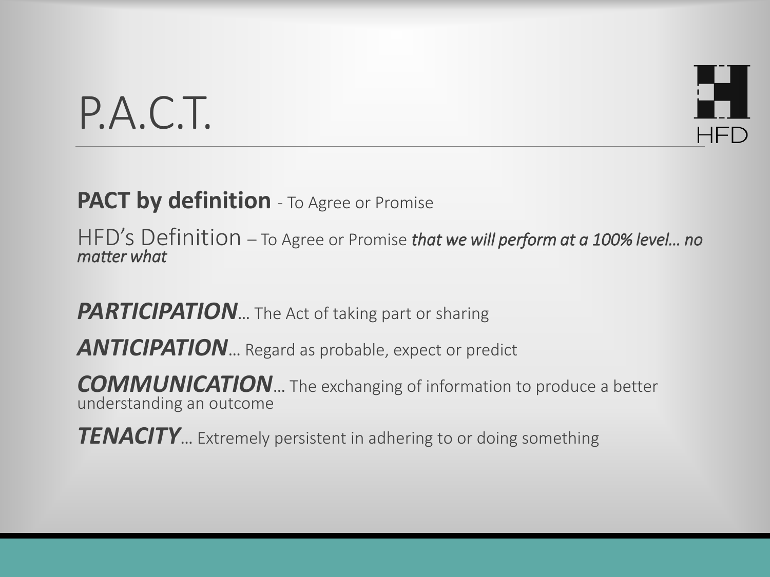# P.A.C.T.

HFD

**PACT by definition** - To Agree or Promise

HFD's Definition – To Agree or Promise ***that we will perform at a 100% level… no matter what***

***PARTICIPATION***… The Act of taking part or sharing

***ANTICIPATION***… Regard as probable, expect or predict

***COMMUNICATION***… The exchanging of information to produce a better understanding an outcome

***TENACITY***… Extremely persistent in adhering to or doing something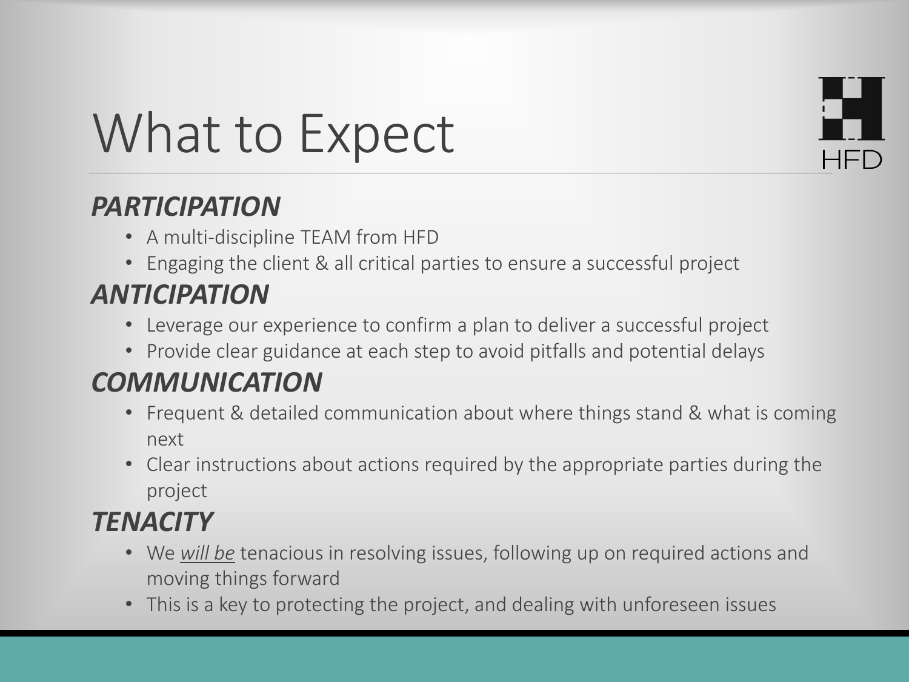# What to Expect

HFD

### ***PARTICIPATION***

- A multi-discipline TEAM from HFD
- Engaging the client & all critical parties to ensure a successful project

### ***ANTICIPATION***

- Leverage our experience to confirm a plan to deliver a successful project
- Provide clear guidance at each step to avoid pitfalls and potential delays

### ***COMMUNICATION***

- Frequent & detailed communication about where things stand & what is coming next
- Clear instructions about actions required by the appropriate parties during the project

### ***TENACITY***

- We *will be* tenacious in resolving issues, following up on required actions and moving things forward
- This is a key to protecting the project, and dealing with unforeseen issues